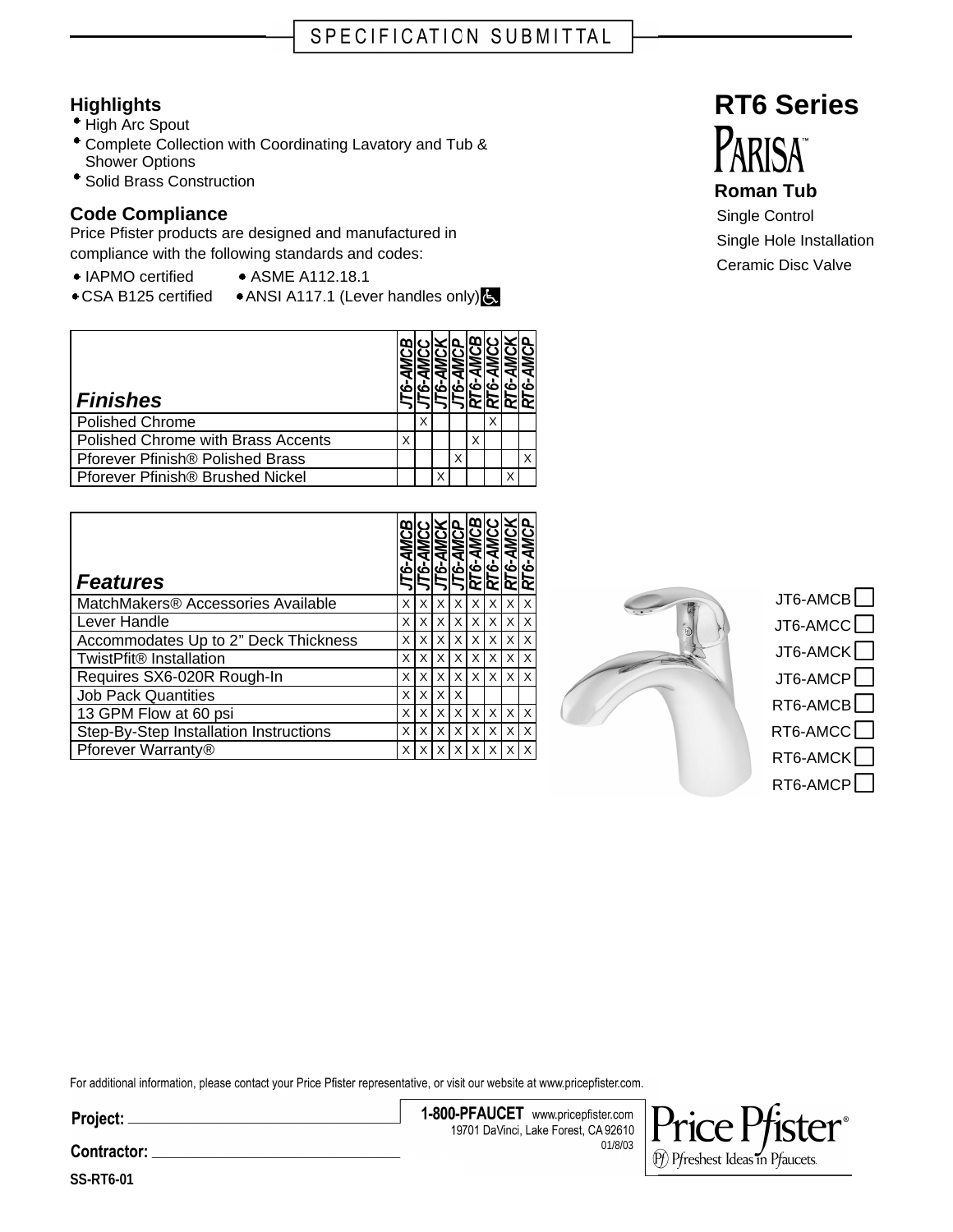SPECIFICATION SUBMITTAL

# RT6 Series

## PARISA™

### Roman Tub

Single Control

Single Hole Installation

Ceramic Disc Valve

## Highlights

- High Arc Spout
- Complete Collection with Coordinating Lavatory and Tub & Shower Options
- Solid Brass Construction

## Code Compliance

Price Pfister products are designed and manufactured in compliance with the following standards and codes:

- IAPMO certified
- ASME A112.18.1
- CSA B125 certified
- ANSI A117.1 (Lever handles only)

| *Finishes* | *JT6-AMCB* | *JT6-AMCC* | *JT6-AMCK* | *JT6-AMCP* | *RT6-AMCB* | *RT6-AMCC* | *RT6-AMCK* | *RT6-AMCP* |
|---|---|---|---|---|---|---|---|---|
| Polished Chrome | | X | | | | X | | |
| Polished Chrome with Brass Accents | X | | | | X | | | |
| Pforever Pfinish® Polished Brass | | | | X | | | | X |
| Pforever Pfinish® Brushed Nickel | | | X | | | | X | |

| *Features* | *JT6-AMCB* | *JT6-AMCC* | *JT6-AMCK* | *JT6-AMCP* | *RT6-AMCB* | *RT6-AMCC* | *RT6-AMCK* | *RT6-AMCP* |
|---|---|---|---|---|---|---|---|---|
| MatchMakers® Accessories Available | X | X | X | X | X | X | X | X |
| Lever Handle | X | X | X | X | X | X | X | X |
| Accommodates Up to 2" Deck Thickness | X | X | X | X | X | X | X | X |
| TwistPfit® Installation | X | X | X | X | X | X | X | X |
| Requires SX6-020R Rough-In | X | X | X | X | X | X | X | X |
| Job Pack Quantities | X | X | X | X | | | | |
| 13 GPM Flow at 60 psi | X | X | X | X | X | X | X | X |
| Step-By-Step Installation Instructions | X | X | X | X | X | X | X | X |
| Pforever Warranty® | X | X | X | X | X | X | X | X |

- JT6-AMCB ☐
- JT6-AMCC ☐
- JT6-AMCK ☐
- JT6-AMCP ☐
- RT6-AMCB ☐
- RT6-AMCC ☐
- RT6-AMCK ☐
- RT6-AMCP ☐

For additional information, please contact your Price Pfister representative, or visit our website at www.pricepfister.com.

**Project:** ____________________

**Contractor:** ____________________

**1-800-PFAUCET** www.pricepfister.com
19701 DaVinci, Lake Forest, CA 92610
01/8/03

Price Pfister® — Pfreshest Ideas in Pfaucets.

**SS-RT6-01**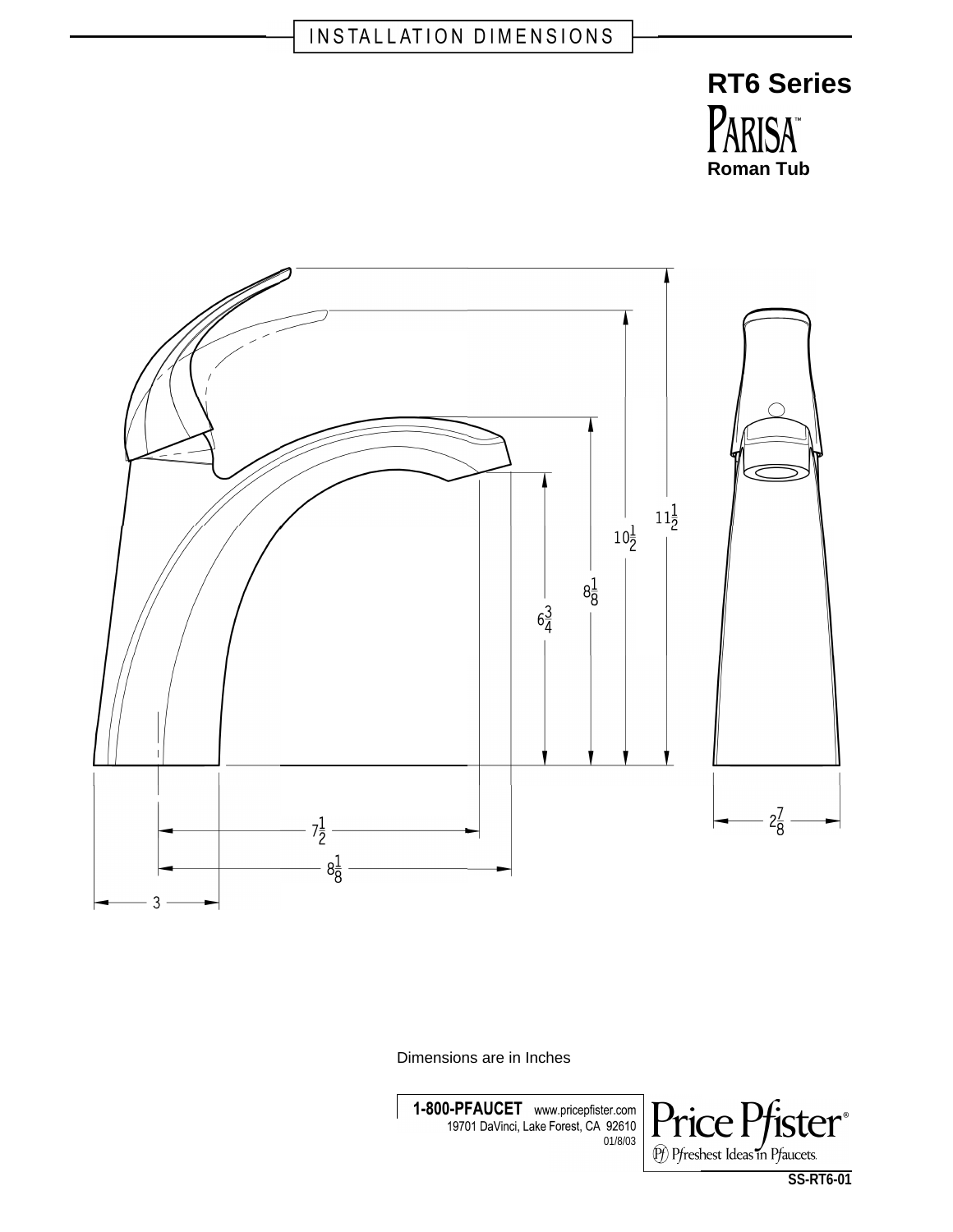# INSTALLATION DIMENSIONS

## RT6 Series

**PARISA™**

**Roman Tub**

11 1/2

10 1/2

8 1/8

6 3/4

7 1/2

8 1/8

3

2 7/8

Dimensions are in Inches

**1-800-PFAUCET** www.pricepfister.com
19701 DaVinci, Lake Forest, CA 92610
01/8/03

Price Pfister®
Pfreshest Ideas in Pfaucets.

**SS-RT6-01**